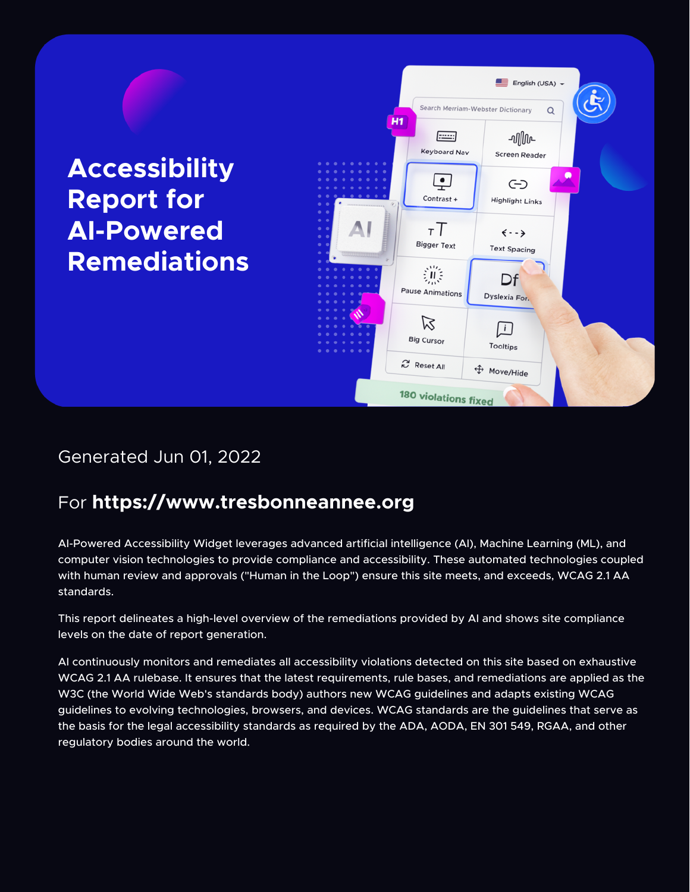# Accessibility Report for AI-Powered Remediations

Generated Jun 01, 2022

For **https://www.tresbonneannee.org**

AI-Powered Accessibility Widget leverages advanced artificial intelligence (AI), Machine Learning (ML), and computer vision technologies to provide compliance and accessibility. These automated technologies coupled with human review and approvals ("Human in the Loop") ensure this site meets, and exceeds, WCAG 2.1 AA standards.

This report delineates a high-level overview of the remediations provided by AI and shows site compliance levels on the date of report generation.

AI continuously monitors and remediates all accessibility violations detected on this site based on exhaustive WCAG 2.1 AA rulebase. It ensures that the latest requirements, rule bases, and remediations are applied as the W3C (the World Wide Web's standards body) authors new WCAG guidelines and adapts existing WCAG guidelines to evolving technologies, browsers, and devices. WCAG standards are the guidelines that serve as the basis for the legal accessibility standards as required by the ADA, AODA, EN 301 549, RGAA, and other regulatory bodies around the world.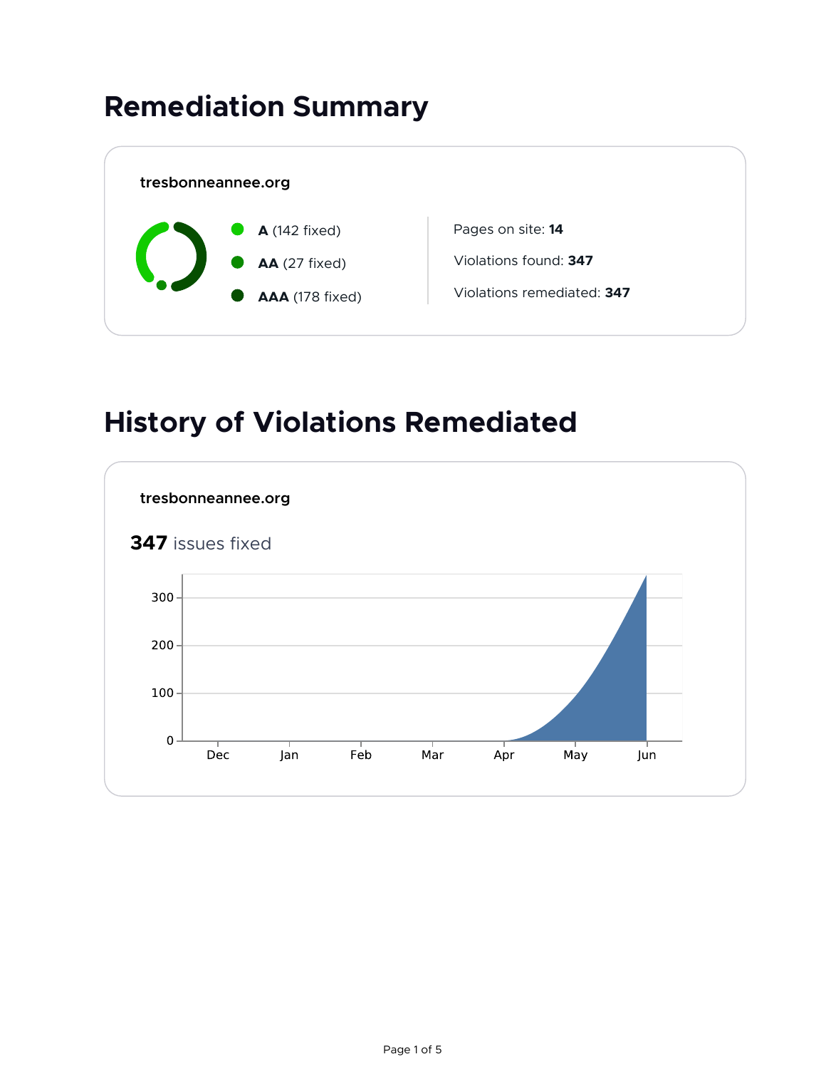## Remediation Summary

**tresbonneannee.org**

- **A** (142 fixed)
- **AA** (27 fixed)
- **AAA** (178 fixed)

Pages on site: **14**

Violations found: **347**

Violations remediated: **347**

## History of Violations Remediated

**tresbonneannee.org**

**347** issues fixed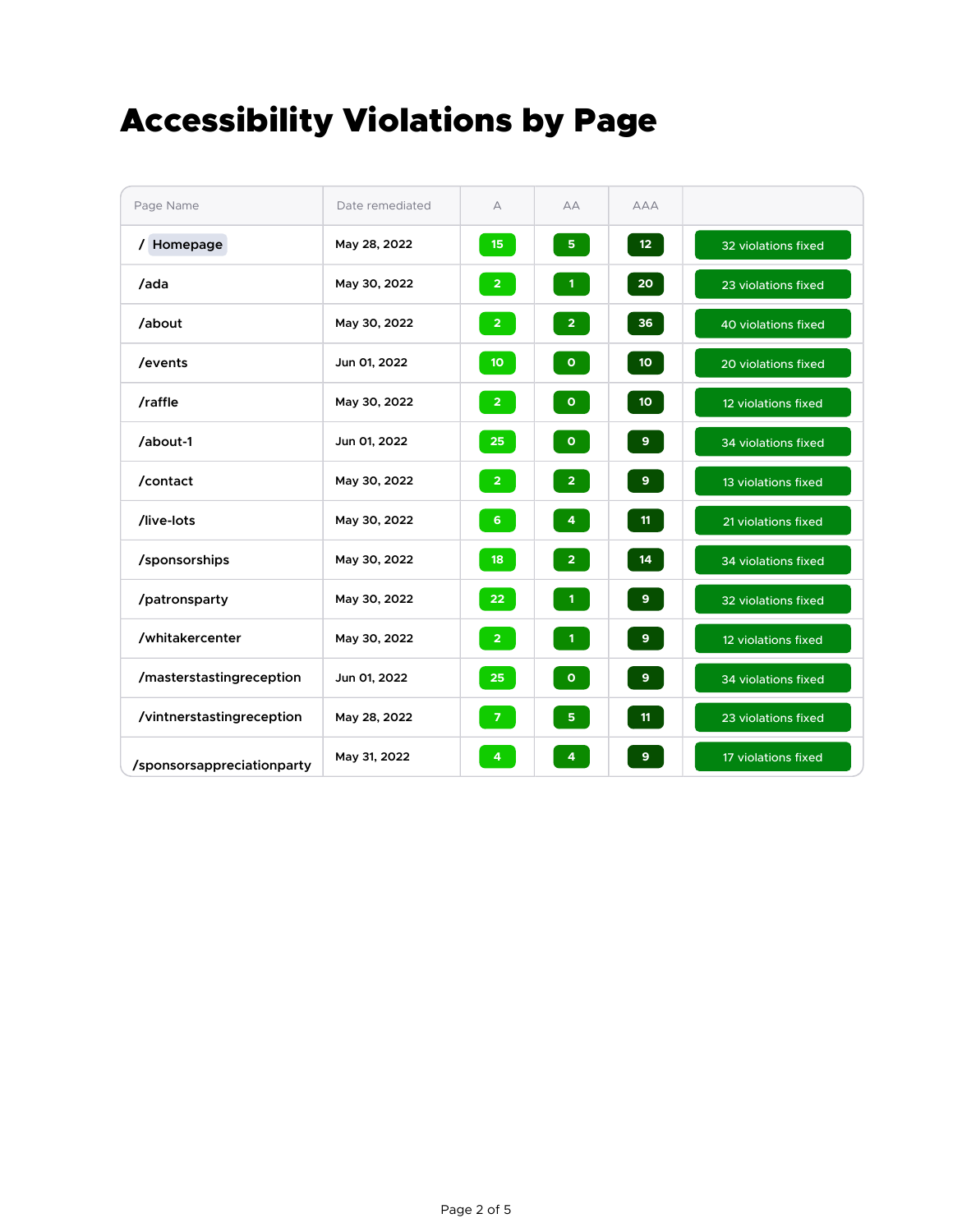# Accessibility Violations by Page

| Page Name | Date remediated | A | AA | AAA | |
|---|---|---|---|---|---|
| / Homepage | May 28, 2022 | 15 | 5 | 12 | 32 violations fixed |
| /ada | May 30, 2022 | 2 | 1 | 20 | 23 violations fixed |
| /about | May 30, 2022 | 2 | 2 | 36 | 40 violations fixed |
| /events | Jun 01, 2022 | 10 | 0 | 10 | 20 violations fixed |
| /raffle | May 30, 2022 | 2 | 0 | 10 | 12 violations fixed |
| /about-1 | Jun 01, 2022 | 25 | 0 | 9 | 34 violations fixed |
| /contact | May 30, 2022 | 2 | 2 | 9 | 13 violations fixed |
| /live-lots | May 30, 2022 | 6 | 4 | 11 | 21 violations fixed |
| /sponsorships | May 30, 2022 | 18 | 2 | 14 | 34 violations fixed |
| /patronsparty | May 30, 2022 | 22 | 1 | 9 | 32 violations fixed |
| /whitakercenter | May 30, 2022 | 2 | 1 | 9 | 12 violations fixed |
| /masterstastingreception | Jun 01, 2022 | 25 | 0 | 9 | 34 violations fixed |
| /vintnerstastingreception | May 28, 2022 | 7 | 5 | 11 | 23 violations fixed |
| /sponsorsappreciationparty | May 31, 2022 | 4 | 4 | 9 | 17 violations fixed |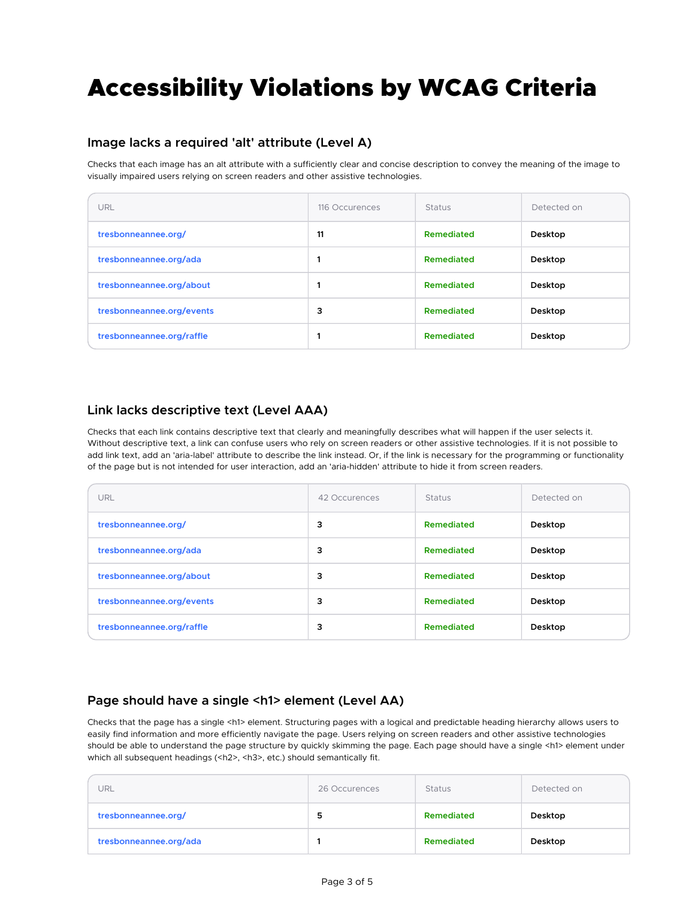# Accessibility Violations by WCAG Criteria

### Image lacks a required 'alt' attribute (Level A)

Checks that each image has an alt attribute with a sufficiently clear and concise description to convey the meaning of the image to visually impaired users relying on screen readers and other assistive technologies.

| URL | 116 Occurences | Status | Detected on |
|---|---|---|---|
| tresbonneannee.org/ | 11 | Remediated | Desktop |
| tresbonneannee.org/ada | 1 | Remediated | Desktop |
| tresbonneannee.org/about | 1 | Remediated | Desktop |
| tresbonneannee.org/events | 3 | Remediated | Desktop |
| tresbonneannee.org/raffle | 1 | Remediated | Desktop |

### Link lacks descriptive text (Level AAA)

Checks that each link contains descriptive text that clearly and meaningfully describes what will happen if the user selects it. Without descriptive text, a link can confuse users who rely on screen readers or other assistive technologies. If it is not possible to add link text, add an 'aria-label' attribute to describe the link instead. Or, if the link is necessary for the programming or functionality of the page but is not intended for user interaction, add an 'aria-hidden' attribute to hide it from screen readers.

| URL | 42 Occurences | Status | Detected on |
|---|---|---|---|
| tresbonneannee.org/ | 3 | Remediated | Desktop |
| tresbonneannee.org/ada | 3 | Remediated | Desktop |
| tresbonneannee.org/about | 3 | Remediated | Desktop |
| tresbonneannee.org/events | 3 | Remediated | Desktop |
| tresbonneannee.org/raffle | 3 | Remediated | Desktop |

### Page should have a single <h1> element (Level AA)

Checks that the page has a single <h1> element. Structuring pages with a logical and predictable heading hierarchy allows users to easily find information and more efficiently navigate the page. Users relying on screen readers and other assistive technologies should be able to understand the page structure by quickly skimming the page. Each page should have a single <h1> element under which all subsequent headings (<h2>, <h3>, etc.) should semantically fit.

| URL | 26 Occurences | Status | Detected on |
|---|---|---|---|
| tresbonneannee.org/ | 5 | Remediated | Desktop |
| tresbonneannee.org/ada | 1 | Remediated | Desktop |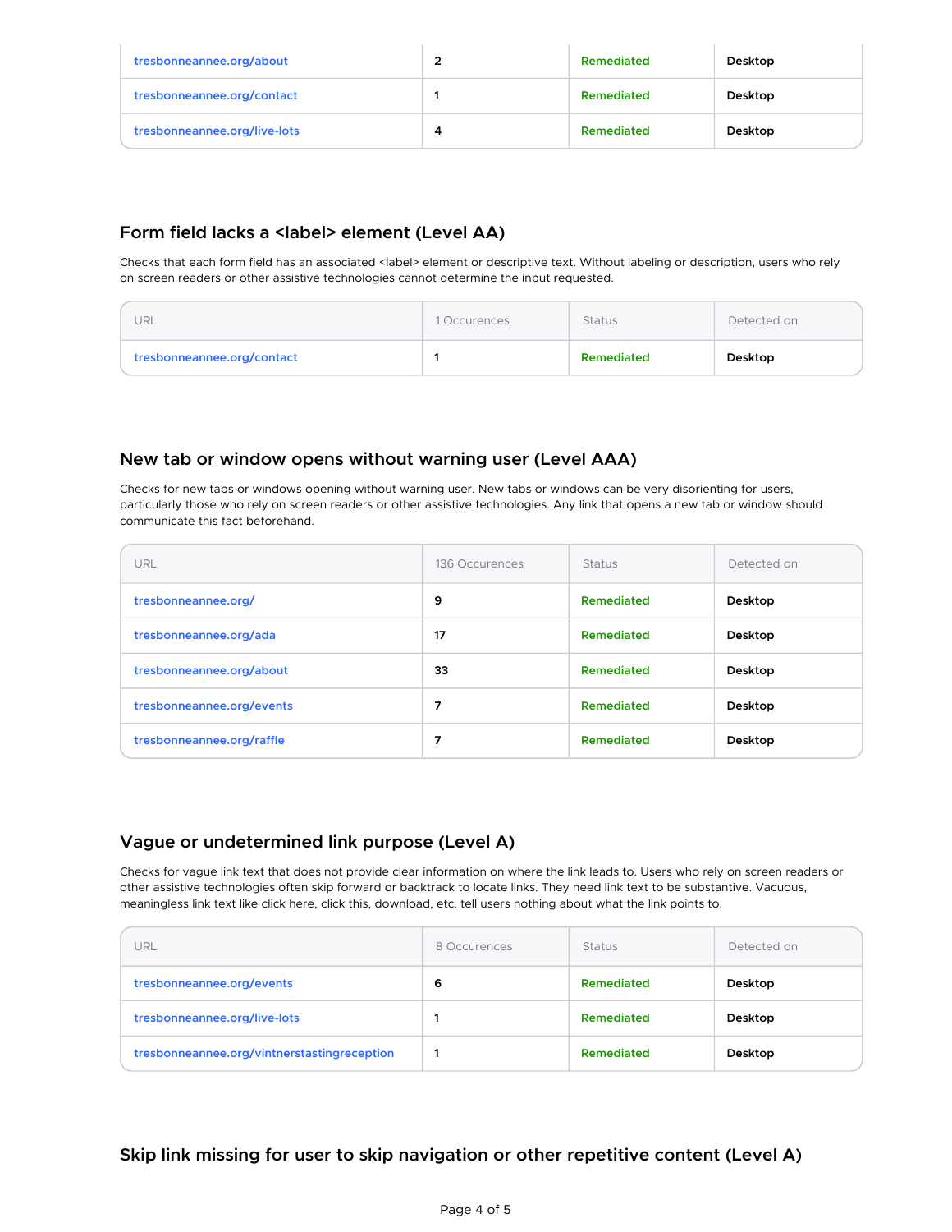| tresbonneannee.org/about | 2 | Remediated | Desktop |
|---|---|---|---|
| tresbonneannee.org/contact | 1 | Remediated | Desktop |
| tresbonneannee.org/live-lots | 4 | Remediated | Desktop |

## Form field lacks a <label> element (Level AA)

Checks that each form field has an associated <label> element or descriptive text. Without labeling or description, users who rely on screen readers or other assistive technologies cannot determine the input requested.

| URL | 1 Occurences | Status | Detected on |
|---|---|---|---|
| tresbonneannee.org/contact | 1 | Remediated | Desktop |

## New tab or window opens without warning user (Level AAA)

Checks for new tabs or windows opening without warning user. New tabs or windows can be very disorienting for users, particularly those who rely on screen readers or other assistive technologies. Any link that opens a new tab or window should communicate this fact beforehand.

| URL | 136 Occurences | Status | Detected on |
|---|---|---|---|
| tresbonneannee.org/ | 9 | Remediated | Desktop |
| tresbonneannee.org/ada | 17 | Remediated | Desktop |
| tresbonneannee.org/about | 33 | Remediated | Desktop |
| tresbonneannee.org/events | 7 | Remediated | Desktop |
| tresbonneannee.org/raffle | 7 | Remediated | Desktop |

## Vague or undetermined link purpose (Level A)

Checks for vague link text that does not provide clear information on where the link leads to. Users who rely on screen readers or other assistive technologies often skip forward or backtrack to locate links. They need link text to be substantive. Vacuous, meaningless link text like click here, click this, download, etc. tell users nothing about what the link points to.

| URL | 8 Occurences | Status | Detected on |
|---|---|---|---|
| tresbonneannee.org/events | 6 | Remediated | Desktop |
| tresbonneannee.org/live-lots | 1 | Remediated | Desktop |
| tresbonneannee.org/vintnerstastingreception | 1 | Remediated | Desktop |

## Skip link missing for user to skip navigation or other repetitive content (Level A)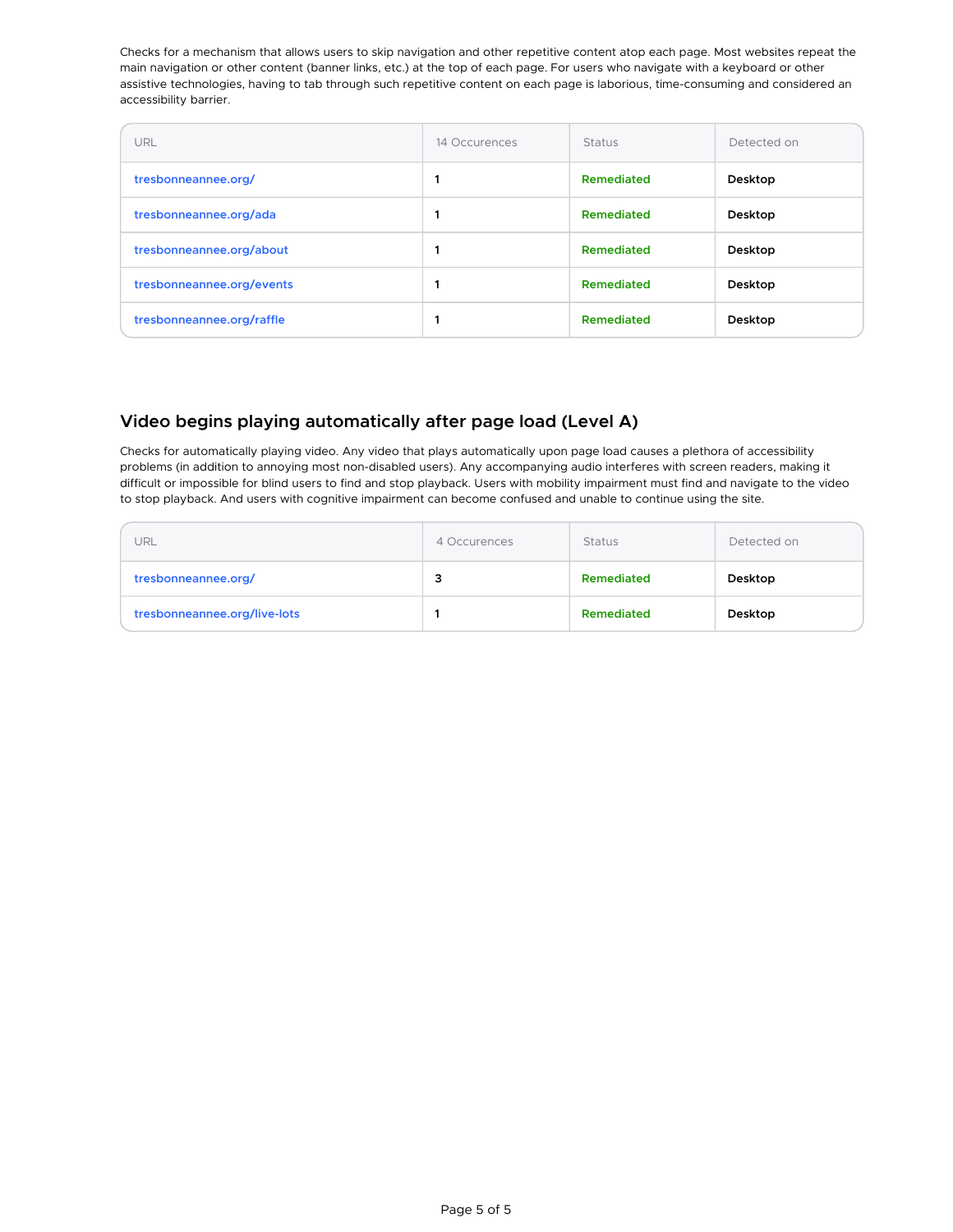Checks for a mechanism that allows users to skip navigation and other repetitive content atop each page. Most websites repeat the main navigation or other content (banner links, etc.) at the top of each page. For users who navigate with a keyboard or other assistive technologies, having to tab through such repetitive content on each page is laborious, time-consuming and considered an accessibility barrier.

| URL | 14 Occurences | Status | Detected on |
|---|---|---|---|
| tresbonneannee.org/ | 1 | Remediated | Desktop |
| tresbonneannee.org/ada | 1 | Remediated | Desktop |
| tresbonneannee.org/about | 1 | Remediated | Desktop |
| tresbonneannee.org/events | 1 | Remediated | Desktop |
| tresbonneannee.org/raffle | 1 | Remediated | Desktop |

## Video begins playing automatically after page load (Level A)

Checks for automatically playing video. Any video that plays automatically upon page load causes a plethora of accessibility problems (in addition to annoying most non-disabled users). Any accompanying audio interferes with screen readers, making it difficult or impossible for blind users to find and stop playback. Users with mobility impairment must find and navigate to the video to stop playback. And users with cognitive impairment can become confused and unable to continue using the site.

| URL | 4 Occurences | Status | Detected on |
|---|---|---|---|
| tresbonneannee.org/ | 3 | Remediated | Desktop |
| tresbonneannee.org/live-lots | 1 | Remediated | Desktop |